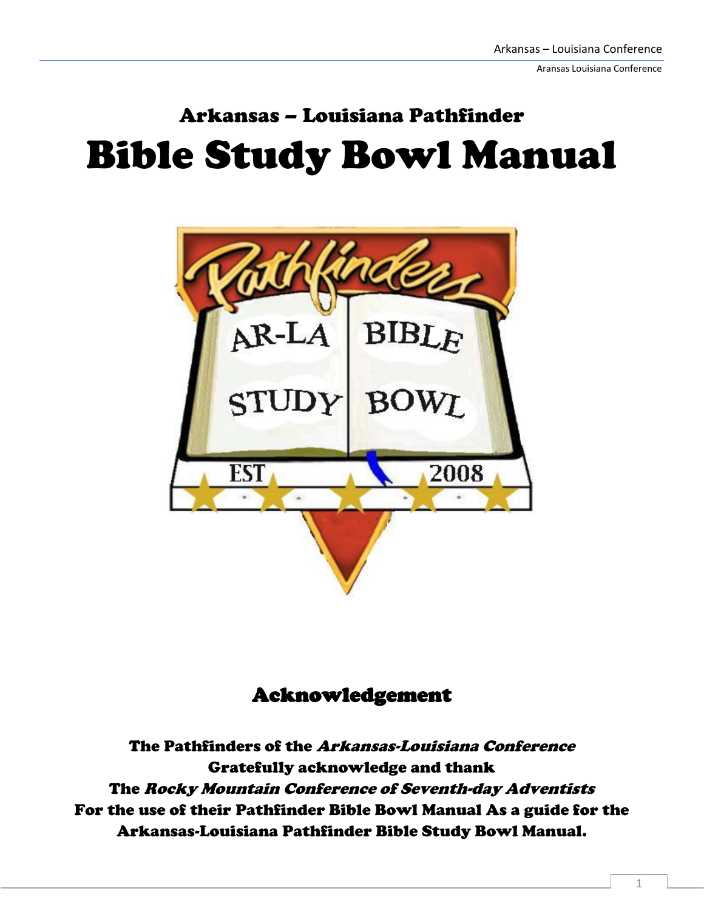# Arkansas – Louisiana Pathfinder

# Bible Study Bowl Manual

## Acknowledgement

**The Pathfinders of the *Arkansas-Louisiana Conference***
**Gratefully acknowledge and thank**
**The *Rocky Mountain Conference of Seventh-day Adventists***
**For the use of their Pathfinder Bible Bowl Manual As a guide for the Arkansas-Louisiana Pathfinder Bible Study Bowl Manual.**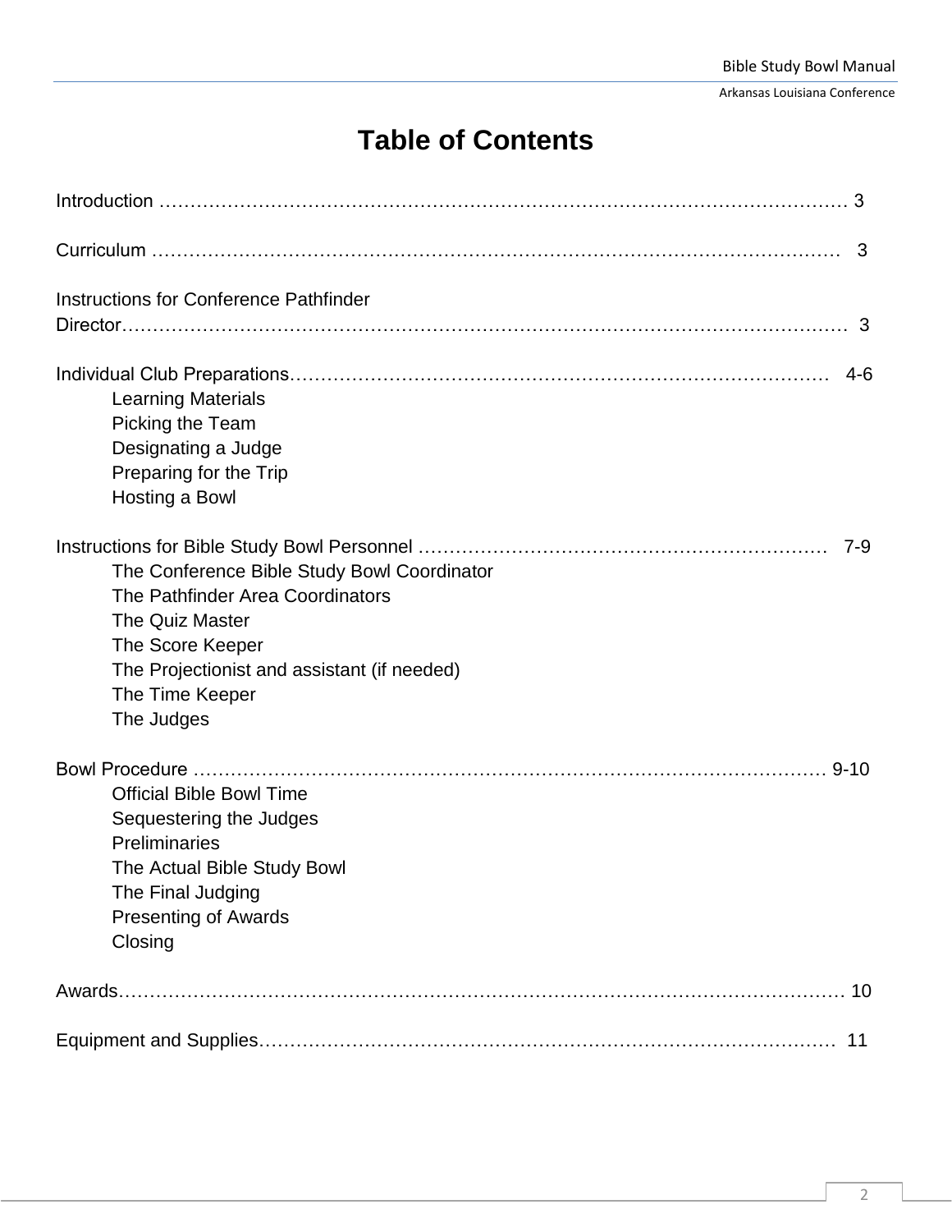# Table of Contents

Introduction …………………………………………………………………………………………… 3

Curriculum ……………………………………………………………………………………………… 3

Instructions for Conference Pathfinder Director…………………………………………………………………………………………… 3

Individual Club Preparations……………………………………………………………………… 4-6

- Learning Materials
- Picking the Team
- Designating a Judge
- Preparing for the Trip
- Hosting a Bowl

Instructions for Bible Study Bowl Personnel ………………………………………………………… 7-9

- The Conference Bible Study Bowl Coordinator
- The Pathfinder Area Coordinators
- The Quiz Master
- The Score Keeper
- The Projectionist and assistant (if needed)
- The Time Keeper
- The Judges

Bowl Procedure …………………………………………………………………………………… 9-10

- Official Bible Bowl Time
- Sequestering the Judges
- Preliminaries
- The Actual Bible Study Bowl
- The Final Judging
- Presenting of Awards
- Closing

Awards…………………………………………………………………………………………………… 10

Equipment and Supplies………………………………………………………………………………… 11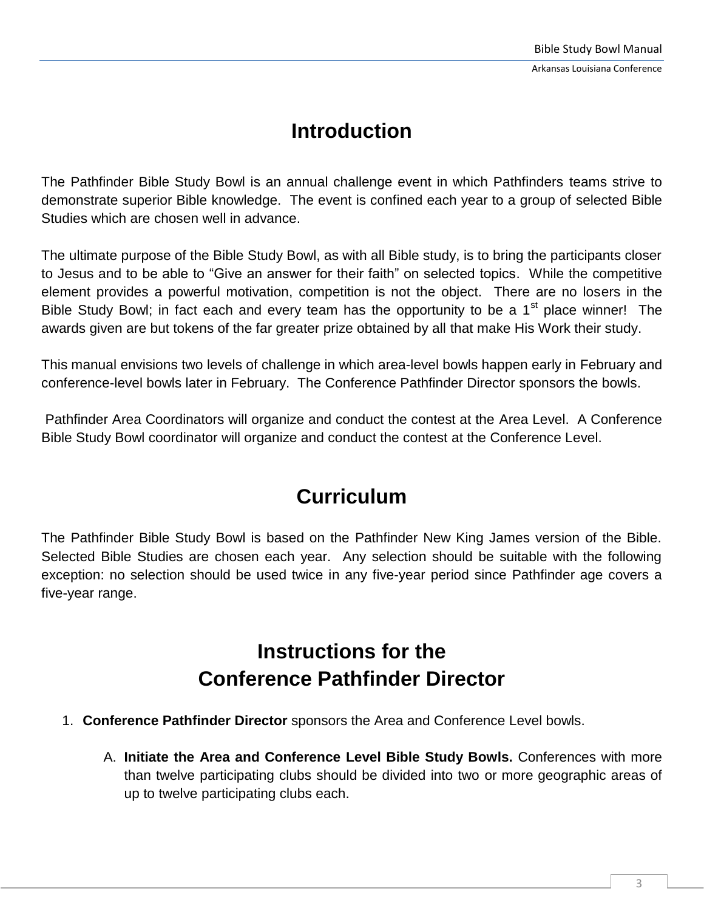# Introduction

The Pathfinder Bible Study Bowl is an annual challenge event in which Pathfinders teams strive to demonstrate superior Bible knowledge. The event is confined each year to a group of selected Bible Studies which are chosen well in advance.

The ultimate purpose of the Bible Study Bowl, as with all Bible study, is to bring the participants closer to Jesus and to be able to "Give an answer for their faith" on selected topics. While the competitive element provides a powerful motivation, competition is not the object. There are no losers in the Bible Study Bowl; in fact each and every team has the opportunity to be a 1st place winner! The awards given are but tokens of the far greater prize obtained by all that make His Work their study.

This manual envisions two levels of challenge in which area-level bowls happen early in February and conference-level bowls later in February. The Conference Pathfinder Director sponsors the bowls.

Pathfinder Area Coordinators will organize and conduct the contest at the Area Level. A Conference Bible Study Bowl coordinator will organize and conduct the contest at the Conference Level.

# Curriculum

The Pathfinder Bible Study Bowl is based on the Pathfinder New King James version of the Bible. Selected Bible Studies are chosen each year. Any selection should be suitable with the following exception: no selection should be used twice in any five-year period since Pathfinder age covers a five-year range.

# Instructions for the Conference Pathfinder Director

1. **Conference Pathfinder Director** sponsors the Area and Conference Level bowls.

   A. **Initiate the Area and Conference Level Bible Study Bowls.** Conferences with more than twelve participating clubs should be divided into two or more geographic areas of up to twelve participating clubs each.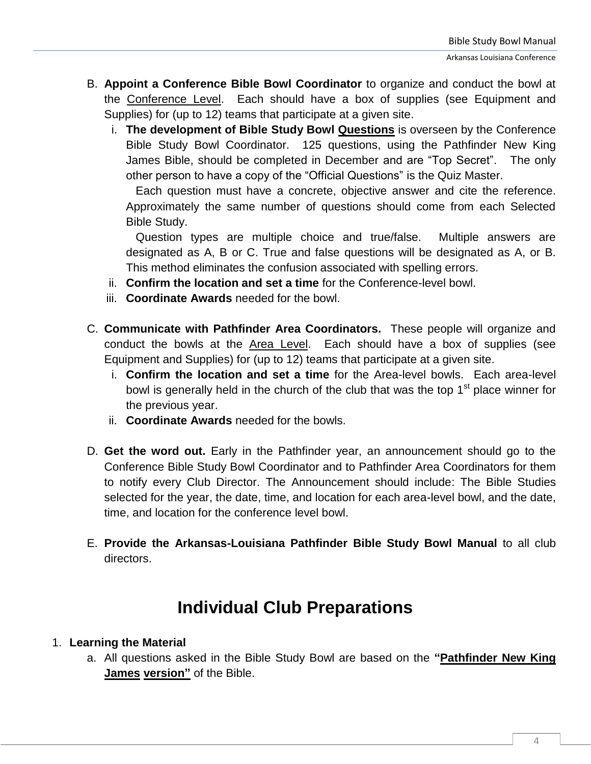B. **Appoint a Conference Bible Bowl Coordinator** to organize and conduct the bowl at the Conference Level. Each should have a box of supplies (see Equipment and Supplies) for (up to 12) teams that participate at a given site.

   i. **The development of Bible Study Bowl Questions** is overseen by the Conference Bible Study Bowl Coordinator. 125 questions, using the Pathfinder New King James Bible, should be completed in December and are "Top Secret". The only other person to have a copy of the "Official Questions" is the Quiz Master.

      Each question must have a concrete, objective answer and cite the reference. Approximately the same number of questions should come from each Selected Bible Study.

      Question types are multiple choice and true/false. Multiple answers are designated as A, B or C. True and false questions will be designated as A, or B. This method eliminates the confusion associated with spelling errors.

   ii. **Confirm the location and set a time** for the Conference-level bowl.

   iii. **Coordinate Awards** needed for the bowl.

C. **Communicate with Pathfinder Area Coordinators.** These people will organize and conduct the bowls at the Area Level. Each should have a box of supplies (see Equipment and Supplies) for (up to 12) teams that participate at a given site.

   i. **Confirm the location and set a time** for the Area-level bowls. Each area-level bowl is generally held in the church of the club that was the top 1st place winner for the previous year.

   ii. **Coordinate Awards** needed for the bowls.

D. **Get the word out.** Early in the Pathfinder year, an announcement should go to the Conference Bible Study Bowl Coordinator and to Pathfinder Area Coordinators for them to notify every Club Director. The Announcement should include: The Bible Studies selected for the year, the date, time, and location for each area-level bowl, and the date, time, and location for the conference level bowl.

E. **Provide the Arkansas-Louisiana Pathfinder Bible Study Bowl Manual** to all club directors.

# Individual Club Preparations

1. **Learning the Material**

   a. All questions asked in the Bible Study Bowl are based on the **"Pathfinder New King James version"** of the Bible.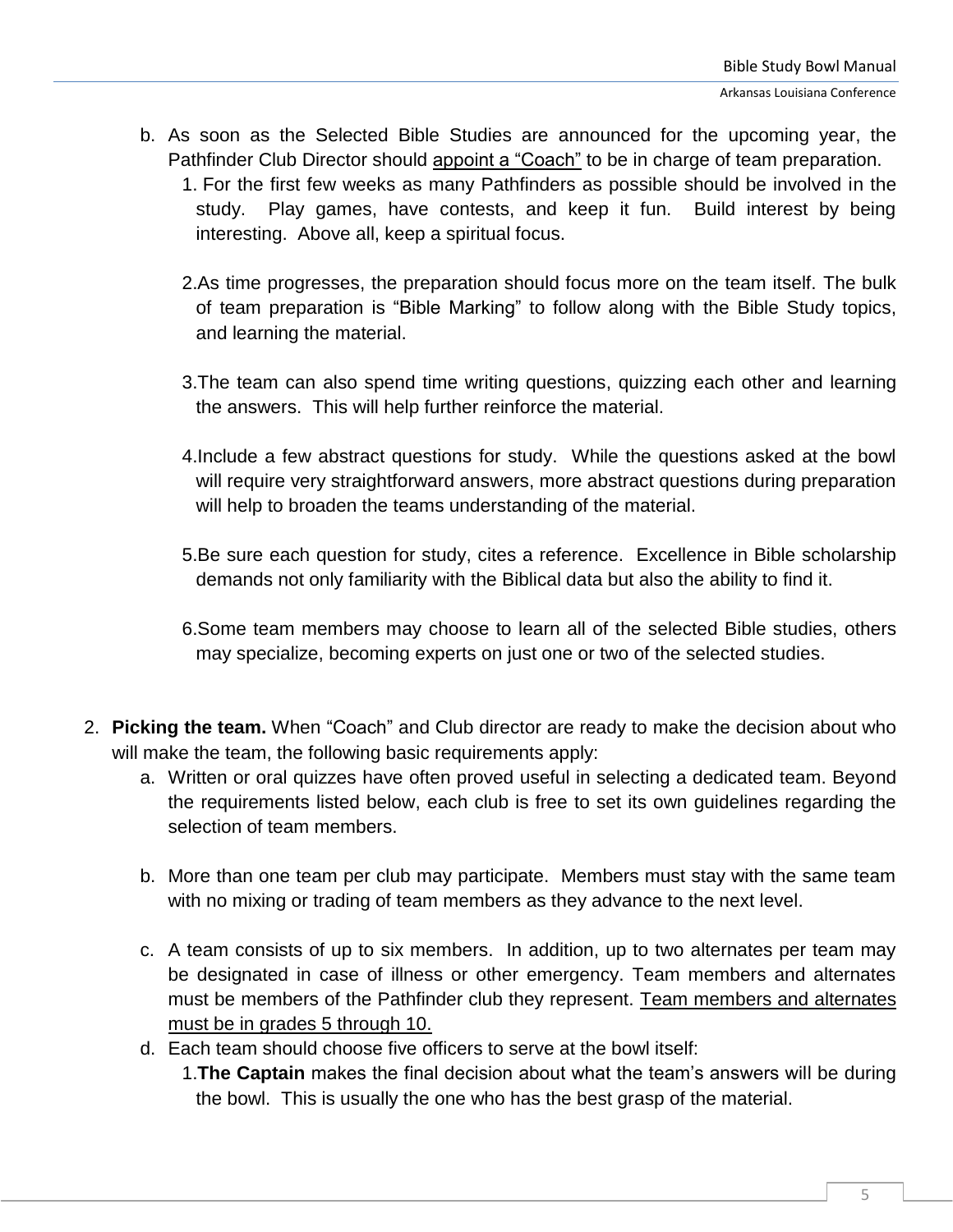b. As soon as the Selected Bible Studies are announced for the upcoming year, the Pathfinder Club Director should <u>appoint a "Coach"</u> to be in charge of team preparation.
   1. For the first few weeks as many Pathfinders as possible should be involved in the study. Play games, have contests, and keep it fun. Build interest by being interesting. Above all, keep a spiritual focus.

   2. As time progresses, the preparation should focus more on the team itself. The bulk of team preparation is "Bible Marking" to follow along with the Bible Study topics, and learning the material.

   3. The team can also spend time writing questions, quizzing each other and learning the answers. This will help further reinforce the material.

   4. Include a few abstract questions for study. While the questions asked at the bowl will require very straightforward answers, more abstract questions during preparation will help to broaden the teams understanding of the material.

   5. Be sure each question for study, cites a reference. Excellence in Bible scholarship demands not only familiarity with the Biblical data but also the ability to find it.

   6. Some team members may choose to learn all of the selected Bible studies, others may specialize, becoming experts on just one or two of the selected studies.

2. **Picking the team.** When "Coach" and Club director are ready to make the decision about who will make the team, the following basic requirements apply:
   a. Written or oral quizzes have often proved useful in selecting a dedicated team. Beyond the requirements listed below, each club is free to set its own guidelines regarding the selection of team members.

   b. More than one team per club may participate. Members must stay with the same team with no mixing or trading of team members as they advance to the next level.

   c. A team consists of up to six members. In addition, up to two alternates per team may be designated in case of illness or other emergency. Team members and alternates must be members of the Pathfinder club they represent. <u>Team members and alternates must be in grades 5 through 10.</u>

   d. Each team should choose five officers to serve at the bowl itself:
      1. **The Captain** makes the final decision about what the team's answers will be during the bowl. This is usually the one who has the best grasp of the material.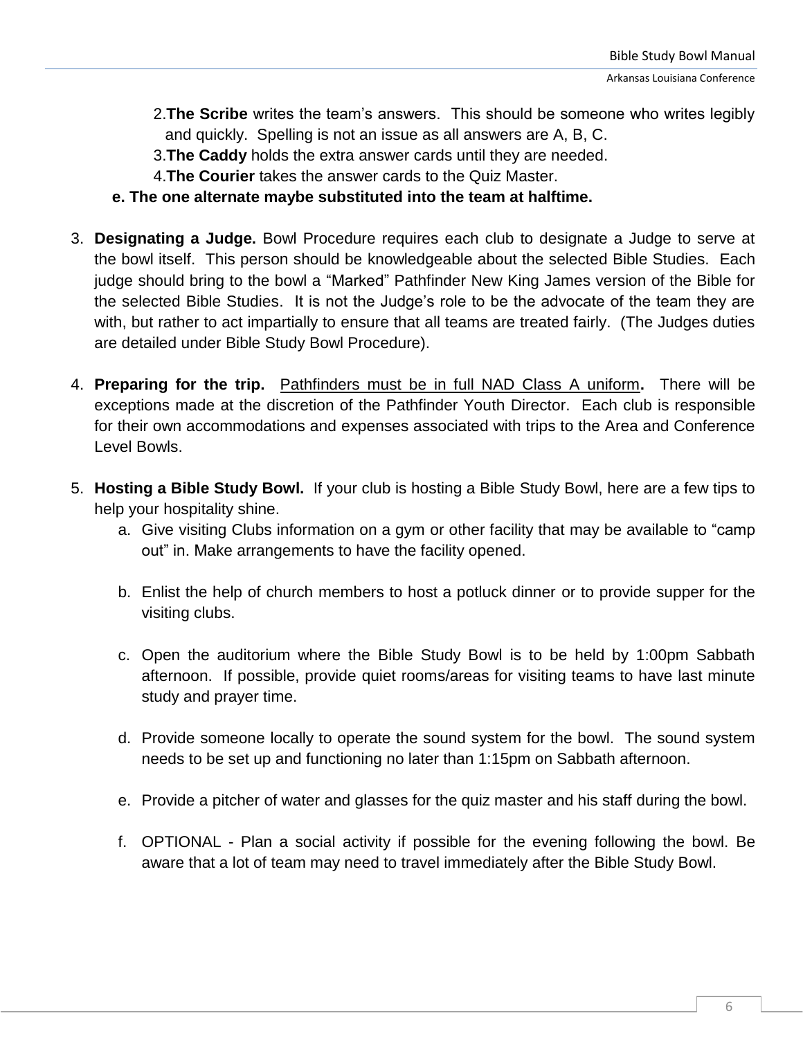2. **The Scribe** writes the team's answers. This should be someone who writes legibly and quickly. Spelling is not an issue as all answers are A, B, C.
3. **The Caddy** holds the extra answer cards until they are needed.
4. **The Courier** takes the answer cards to the Quiz Master.

**e. The one alternate maybe substituted into the team at halftime.**

3. **Designating a Judge.** Bowl Procedure requires each club to designate a Judge to serve at the bowl itself. This person should be knowledgeable about the selected Bible Studies. Each judge should bring to the bowl a "Marked" Pathfinder New King James version of the Bible for the selected Bible Studies. It is not the Judge's role to be the advocate of the team they are with, but rather to act impartially to ensure that all teams are treated fairly. (The Judges duties are detailed under Bible Study Bowl Procedure).

4. **Preparing for the trip.** <u>Pathfinders must be in full NAD Class A uniform</u>**.** There will be exceptions made at the discretion of the Pathfinder Youth Director. Each club is responsible for their own accommodations and expenses associated with trips to the Area and Conference Level Bowls.

5. **Hosting a Bible Study Bowl.** If your club is hosting a Bible Study Bowl, here are a few tips to help your hospitality shine.
   a. Give visiting Clubs information on a gym or other facility that may be available to "camp out" in. Make arrangements to have the facility opened.

   b. Enlist the help of church members to host a potluck dinner or to provide supper for the visiting clubs.

   c. Open the auditorium where the Bible Study Bowl is to be held by 1:00pm Sabbath afternoon. If possible, provide quiet rooms/areas for visiting teams to have last minute study and prayer time.

   d. Provide someone locally to operate the sound system for the bowl. The sound system needs to be set up and functioning no later than 1:15pm on Sabbath afternoon.

   e. Provide a pitcher of water and glasses for the quiz master and his staff during the bowl.

   f. OPTIONAL - Plan a social activity if possible for the evening following the bowl. Be aware that a lot of team may need to travel immediately after the Bible Study Bowl.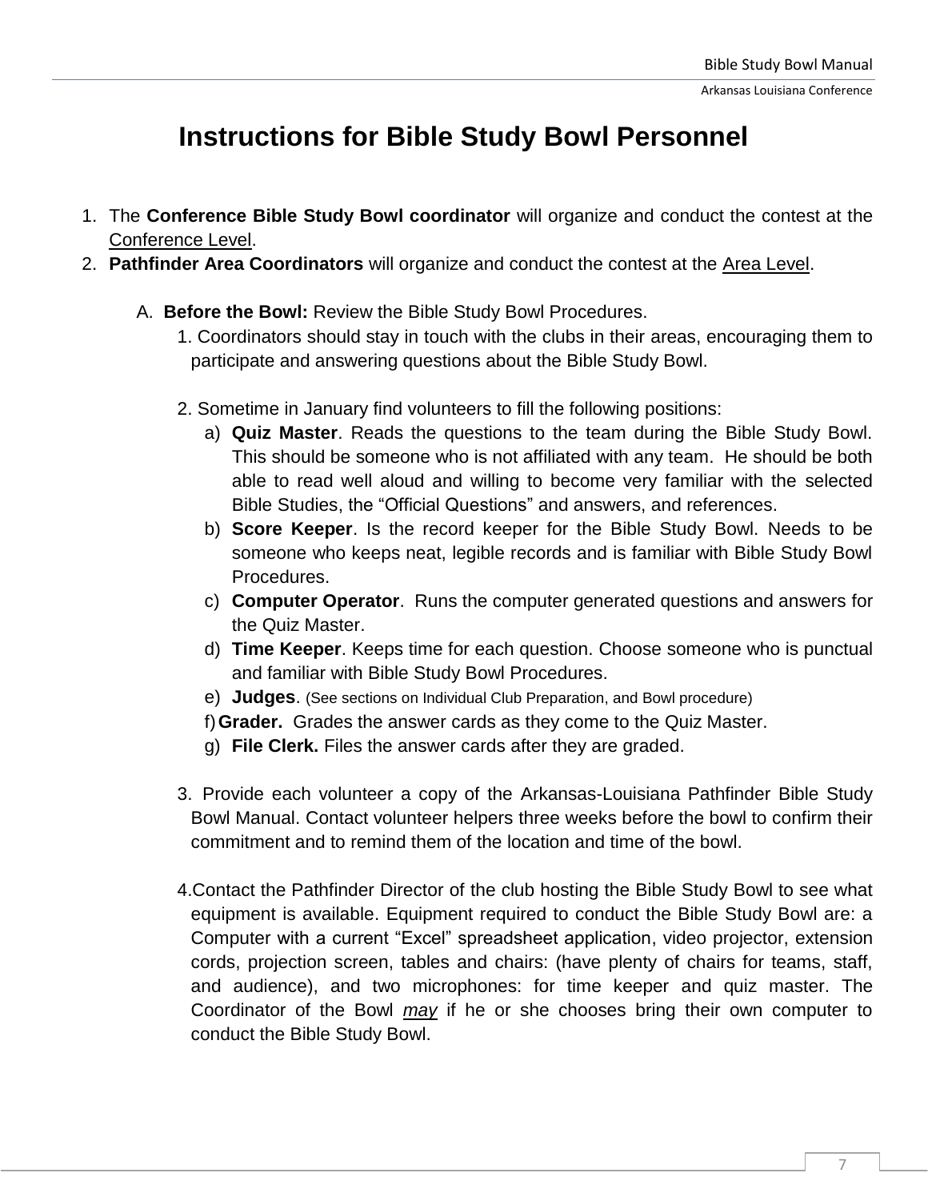# Instructions for Bible Study Bowl Personnel

1. The **Conference Bible Study Bowl coordinator** will organize and conduct the contest at the Conference Level.
2. **Pathfinder Area Coordinators** will organize and conduct the contest at the Area Level.

   A. **Before the Bowl:** Review the Bible Study Bowl Procedures.

      1. Coordinators should stay in touch with the clubs in their areas, encouraging them to participate and answering questions about the Bible Study Bowl.

      2. Sometime in January find volunteers to fill the following positions:
         - a) **Quiz Master**. Reads the questions to the team during the Bible Study Bowl. This should be someone who is not affiliated with any team. He should be both able to read well aloud and willing to become very familiar with the selected Bible Studies, the "Official Questions" and answers, and references.
         - b) **Score Keeper**. Is the record keeper for the Bible Study Bowl. Needs to be someone who keeps neat, legible records and is familiar with Bible Study Bowl Procedures.
         - c) **Computer Operator**. Runs the computer generated questions and answers for the Quiz Master.
         - d) **Time Keeper**. Keeps time for each question. Choose someone who is punctual and familiar with Bible Study Bowl Procedures.
         - e) **Judges**. (See sections on Individual Club Preparation, and Bowl procedure)
         - f) **Grader.** Grades the answer cards as they come to the Quiz Master.
         - g) **File Clerk.** Files the answer cards after they are graded.

      3. Provide each volunteer a copy of the Arkansas-Louisiana Pathfinder Bible Study Bowl Manual. Contact volunteer helpers three weeks before the bowl to confirm their commitment and to remind them of the location and time of the bowl.

      4. Contact the Pathfinder Director of the club hosting the Bible Study Bowl to see what equipment is available. Equipment required to conduct the Bible Study Bowl are: a Computer with a current "Excel" spreadsheet application, video projector, extension cords, projection screen, tables and chairs: (have plenty of chairs for teams, staff, and audience), and two microphones: for time keeper and quiz master. The Coordinator of the Bowl *may* if he or she chooses bring their own computer to conduct the Bible Study Bowl.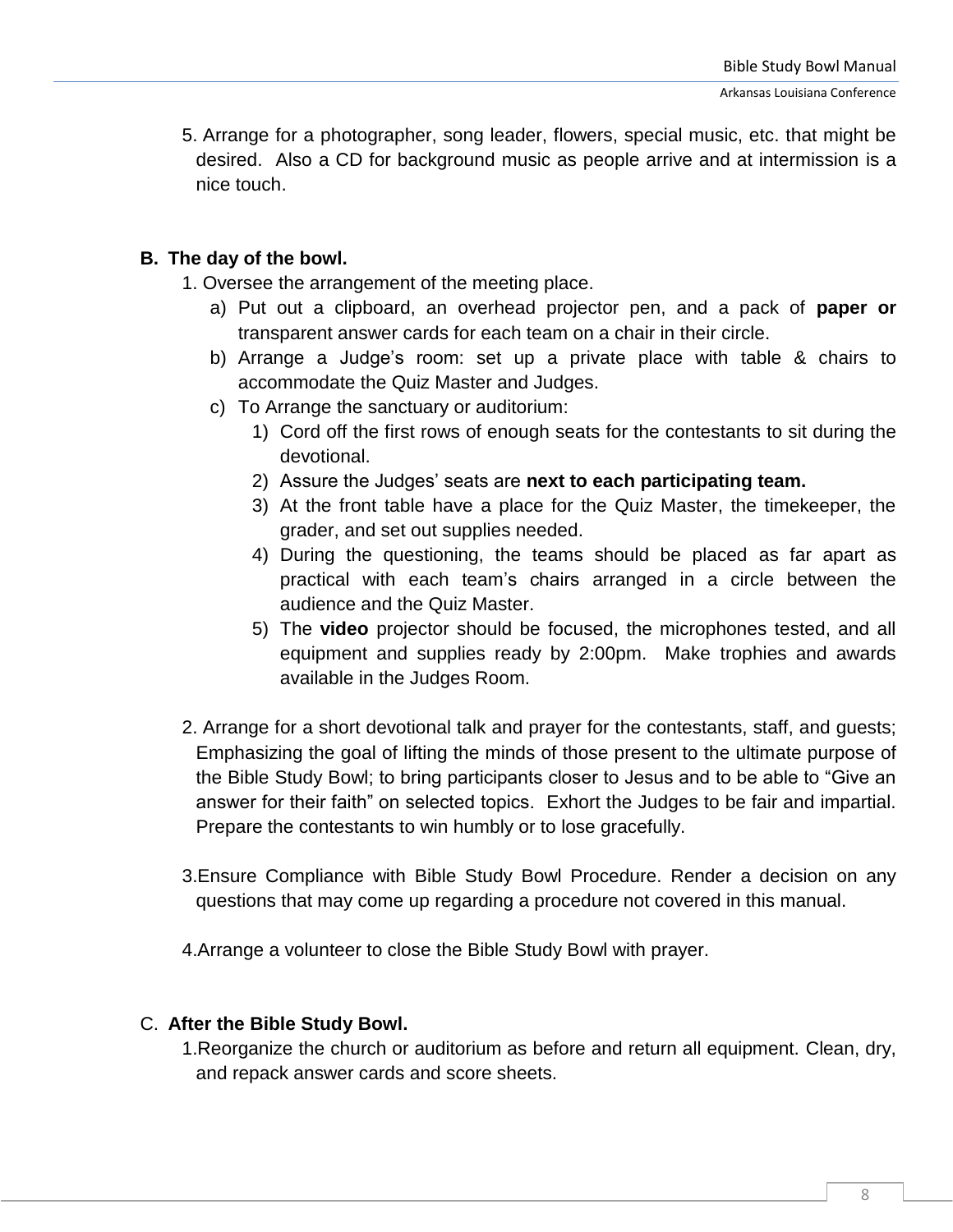5. Arrange for a photographer, song leader, flowers, special music, etc. that might be desired. Also a CD for background music as people arrive and at intermission is a nice touch.

### B. The day of the bowl.

1. Oversee the arrangement of the meeting place.
   a) Put out a clipboard, an overhead projector pen, and a pack of **paper or** transparent answer cards for each team on a chair in their circle.
   b) Arrange a Judge's room: set up a private place with table & chairs to accommodate the Quiz Master and Judges.
   c) To Arrange the sanctuary or auditorium:
      1) Cord off the first rows of enough seats for the contestants to sit during the devotional.
      2) Assure the Judges' seats are **next to each participating team.**
      3) At the front table have a place for the Quiz Master, the timekeeper, the grader, and set out supplies needed.
      4) During the questioning, the teams should be placed as far apart as practical with each team's chairs arranged in a circle between the audience and the Quiz Master.
      5) The **video** projector should be focused, the microphones tested, and all equipment and supplies ready by 2:00pm. Make trophies and awards available in the Judges Room.

2. Arrange for a short devotional talk and prayer for the contestants, staff, and guests; Emphasizing the goal of lifting the minds of those present to the ultimate purpose of the Bible Study Bowl; to bring participants closer to Jesus and to be able to "Give an answer for their faith" on selected topics. Exhort the Judges to be fair and impartial. Prepare the contestants to win humbly or to lose gracefully.

3. Ensure Compliance with Bible Study Bowl Procedure. Render a decision on any questions that may come up regarding a procedure not covered in this manual.

4. Arrange a volunteer to close the Bible Study Bowl with prayer.

### C. After the Bible Study Bowl.

1. Reorganize the church or auditorium as before and return all equipment. Clean, dry, and repack answer cards and score sheets.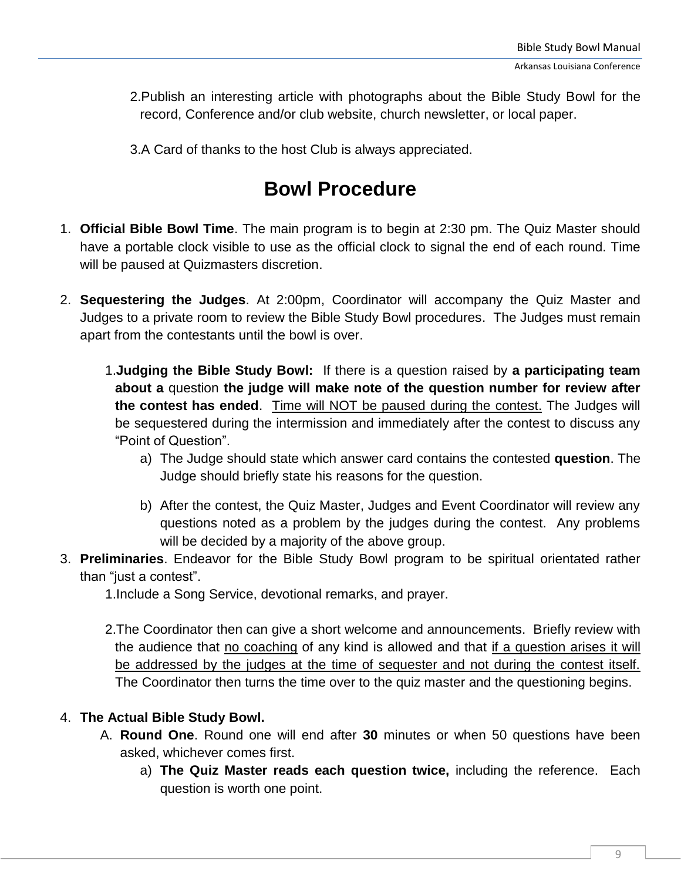2. Publish an interesting article with photographs about the Bible Study Bowl for the record, Conference and/or club website, church newsletter, or local paper.

3. A Card of thanks to the host Club is always appreciated.

# Bowl Procedure

1. **Official Bible Bowl Time**. The main program is to begin at 2:30 pm. The Quiz Master should have a portable clock visible to use as the official clock to signal the end of each round. Time will be paused at Quizmasters discretion.

2. **Sequestering the Judges**. At 2:00pm, Coordinator will accompany the Quiz Master and Judges to a private room to review the Bible Study Bowl procedures. The Judges must remain apart from the contestants until the bowl is over.

   1. **Judging the Bible Study Bowl:** If there is a question raised by **a participating team about a** question **the judge will make note of the question number for review after the contest has ended**. <u>Time will NOT be paused during the contest.</u> The Judges will be sequestered during the intermission and immediately after the contest to discuss any "Point of Question".
      a) The Judge should state which answer card contains the contested **question**. The Judge should briefly state his reasons for the question.

      b) After the contest, the Quiz Master, Judges and Event Coordinator will review any questions noted as a problem by the judges during the contest. Any problems will be decided by a majority of the above group.

3. **Preliminaries**. Endeavor for the Bible Study Bowl program to be spiritual orientated rather than "just a contest".
   1. Include a Song Service, devotional remarks, and prayer.

   2. The Coordinator then can give a short welcome and announcements. Briefly review with the audience that <u>no coaching</u> of any kind is allowed and that <u>if a question arises it will be addressed by the judges at the time of sequester and not during the contest itself.</u> The Coordinator then turns the time over to the quiz master and the questioning begins.

4. **The Actual Bible Study Bowl.**
   A. **Round One**. Round one will end after **30** minutes or when 50 questions have been asked, whichever comes first.
      a) **The Quiz Master reads each question twice,** including the reference. Each question is worth one point.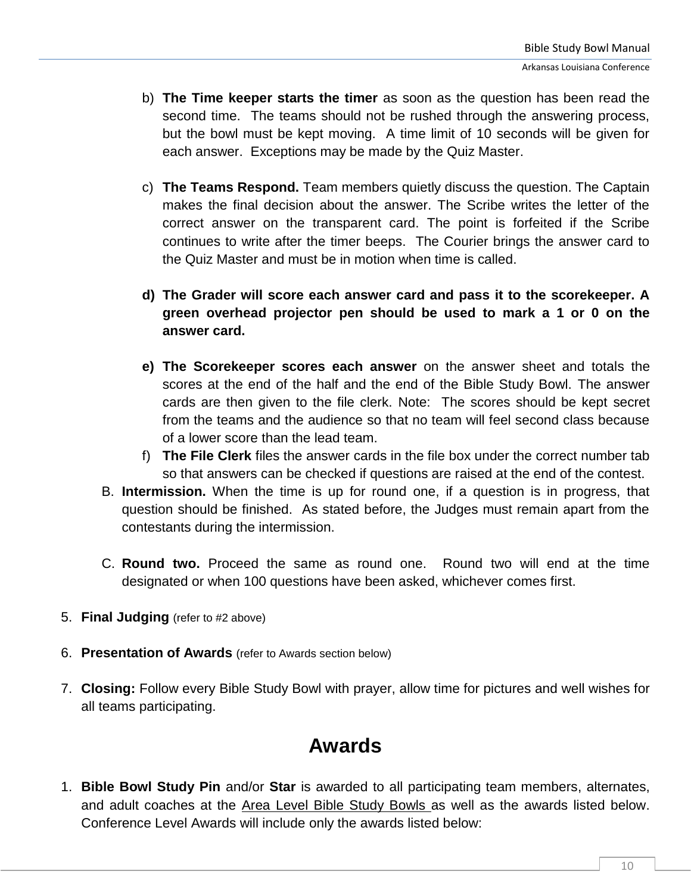b) **The Time keeper starts the timer** as soon as the question has been read the second time. The teams should not be rushed through the answering process, but the bowl must be kept moving. A time limit of 10 seconds will be given for each answer. Exceptions may be made by the Quiz Master.

c) **The Teams Respond.** Team members quietly discuss the question. The Captain makes the final decision about the answer. The Scribe writes the letter of the correct answer on the transparent card. The point is forfeited if the Scribe continues to write after the timer beeps. The Courier brings the answer card to the Quiz Master and must be in motion when time is called.

**d) The Grader will score each answer card and pass it to the scorekeeper. A green overhead projector pen should be used to mark a 1 or 0 on the answer card.**

**e) The Scorekeeper scores each answer** on the answer sheet and totals the scores at the end of the half and the end of the Bible Study Bowl. The answer cards are then given to the file clerk. Note: The scores should be kept secret from the teams and the audience so that no team will feel second class because of a lower score than the lead team.

f) **The File Clerk** files the answer cards in the file box under the correct number tab so that answers can be checked if questions are raised at the end of the contest.

B. **Intermission.** When the time is up for round one, if a question is in progress, that question should be finished. As stated before, the Judges must remain apart from the contestants during the intermission.

C. **Round two.** Proceed the same as round one. Round two will end at the time designated or when 100 questions have been asked, whichever comes first.

5. **Final Judging** (refer to #2 above)

6. **Presentation of Awards** (refer to Awards section below)

7. **Closing:** Follow every Bible Study Bowl with prayer, allow time for pictures and well wishes for all teams participating.

## Awards

1. **Bible Bowl Study Pin** and/or **Star** is awarded to all participating team members, alternates, and adult coaches at the Area Level Bible Study Bowls as well as the awards listed below. Conference Level Awards will include only the awards listed below: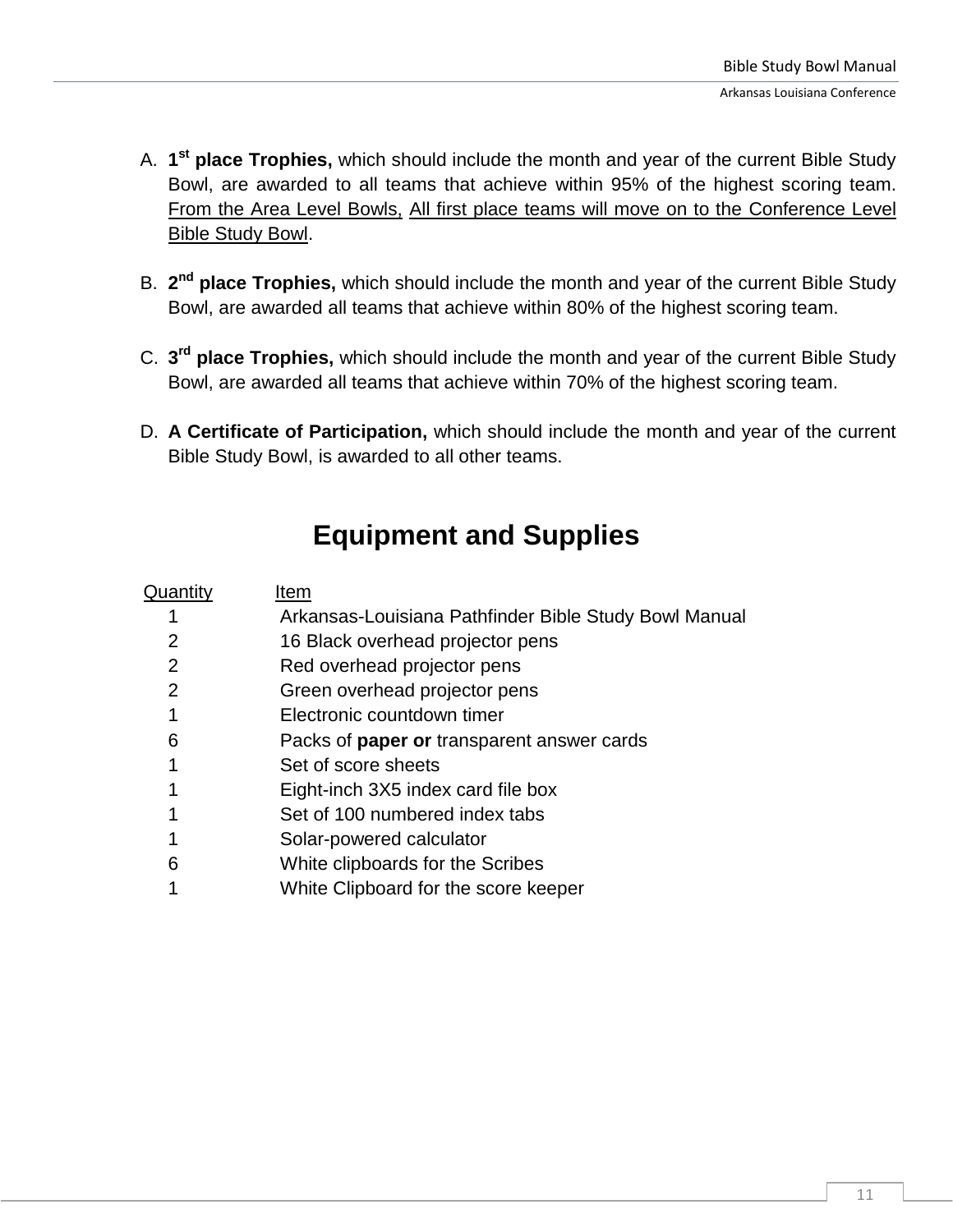A. **1st place Trophies,** which should include the month and year of the current Bible Study Bowl, are awarded to all teams that achieve within 95% of the highest scoring team. From the Area Level Bowls, All first place teams will move on to the Conference Level Bible Study Bowl.

B. **2nd place Trophies,** which should include the month and year of the current Bible Study Bowl, are awarded all teams that achieve within 80% of the highest scoring team.

C. **3rd place Trophies,** which should include the month and year of the current Bible Study Bowl, are awarded all teams that achieve within 70% of the highest scoring team.

D. **A Certificate of Participation,** which should include the month and year of the current Bible Study Bowl, is awarded to all other teams.

# Equipment and Supplies

| Quantity | Item |
|---|---|
| 1 | Arkansas-Louisiana Pathfinder Bible Study Bowl Manual |
| 2 | 16 Black overhead projector pens |
| 2 | Red overhead projector pens |
| 2 | Green overhead projector pens |
| 1 | Electronic countdown timer |
| 6 | Packs of **paper or** transparent answer cards |
| 1 | Set of score sheets |
| 1 | Eight-inch 3X5 index card file box |
| 1 | Set of 100 numbered index tabs |
| 1 | Solar-powered calculator |
| 6 | White clipboards for the Scribes |
| 1 | White Clipboard for the score keeper |